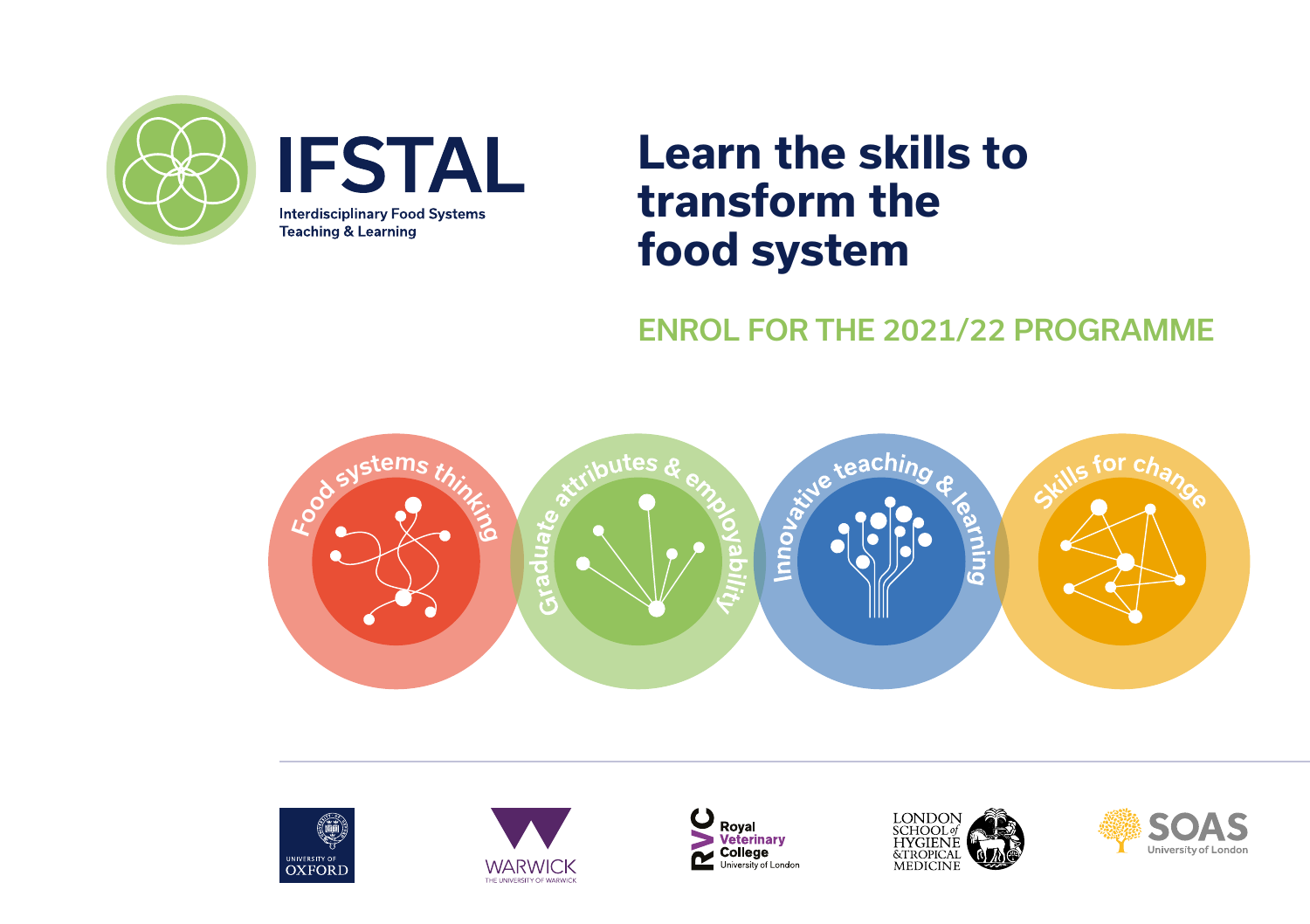# IFSTAL

Interdisciplinary Food Systems Teaching & Learning

## Learn the skills to transform the food system

ENROL FOR THE 2021/22 PROGRAMME

Food systems thinking

Graduate attributes & employability

Innovative teaching & learning

Skills for change

University of Oxford | Warwick, The University of Warwick | RVC Royal Veterinary College, University of London | London School of Hygiene & Tropical Medicine | SOAS University of London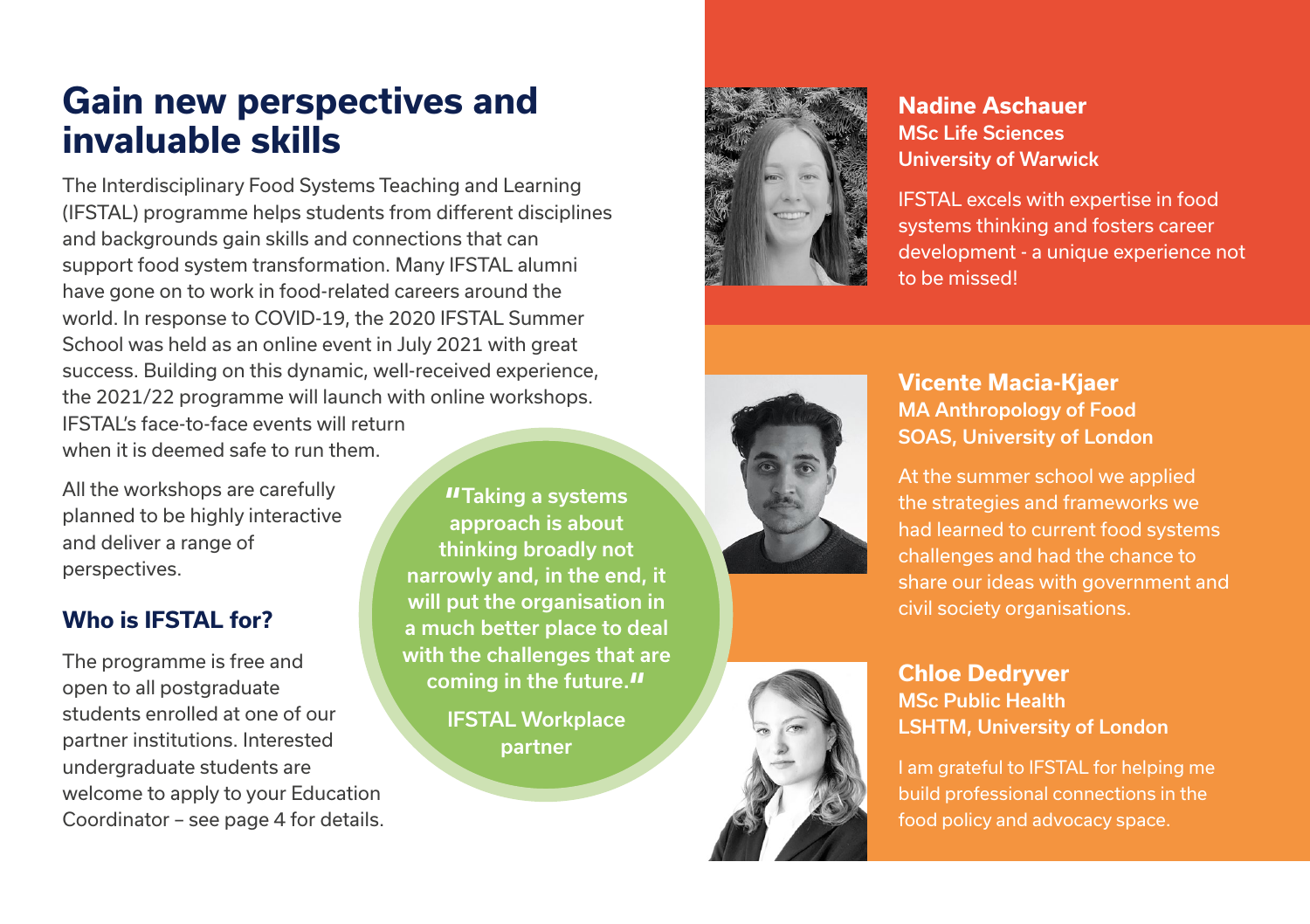# Gain new perspectives and invaluable skills

The Interdisciplinary Food Systems Teaching and Learning (IFSTAL) programme helps students from different disciplines and backgrounds gain skills and connections that can support food system transformation. Many IFSTAL alumni have gone on to work in food-related careers around the world. In response to COVID-19, the 2020 IFSTAL Summer School was held as an online event in July 2021 with great success. Building on this dynamic, well-received experience, the 2021/22 programme will launch with online workshops. IFSTAL's face-to-face events will return when it is deemed safe to run them.

All the workshops are carefully planned to be highly interactive and deliver a range of perspectives.

## Who is IFSTAL for?

The programme is free and open to all postgraduate students enrolled at one of our partner institutions. Interested undergraduate students are welcome to apply to your Education Coordinator – see page 4 for details.

> **"Taking a systems approach is about thinking broadly not narrowly and, in the end, it will put the organisation in a much better place to deal with the challenges that are coming in the future."**
>
> **IFSTAL Workplace partner**

**Nadine Aschauer**
**MSc Life Sciences**
**University of Warwick**

IFSTAL excels with expertise in food systems thinking and fosters career development - a unique experience not to be missed!

**Vicente Macia-Kjaer**
**MA Anthropology of Food**
**SOAS, University of London**

At the summer school we applied the strategies and frameworks we had learned to current food systems challenges and had the chance to share our ideas with government and civil society organisations.

**Chloe Dedryver**
**MSc Public Health**
**LSHTM, University of London**

I am grateful to IFSTAL for helping me build professional connections in the food policy and advocacy space.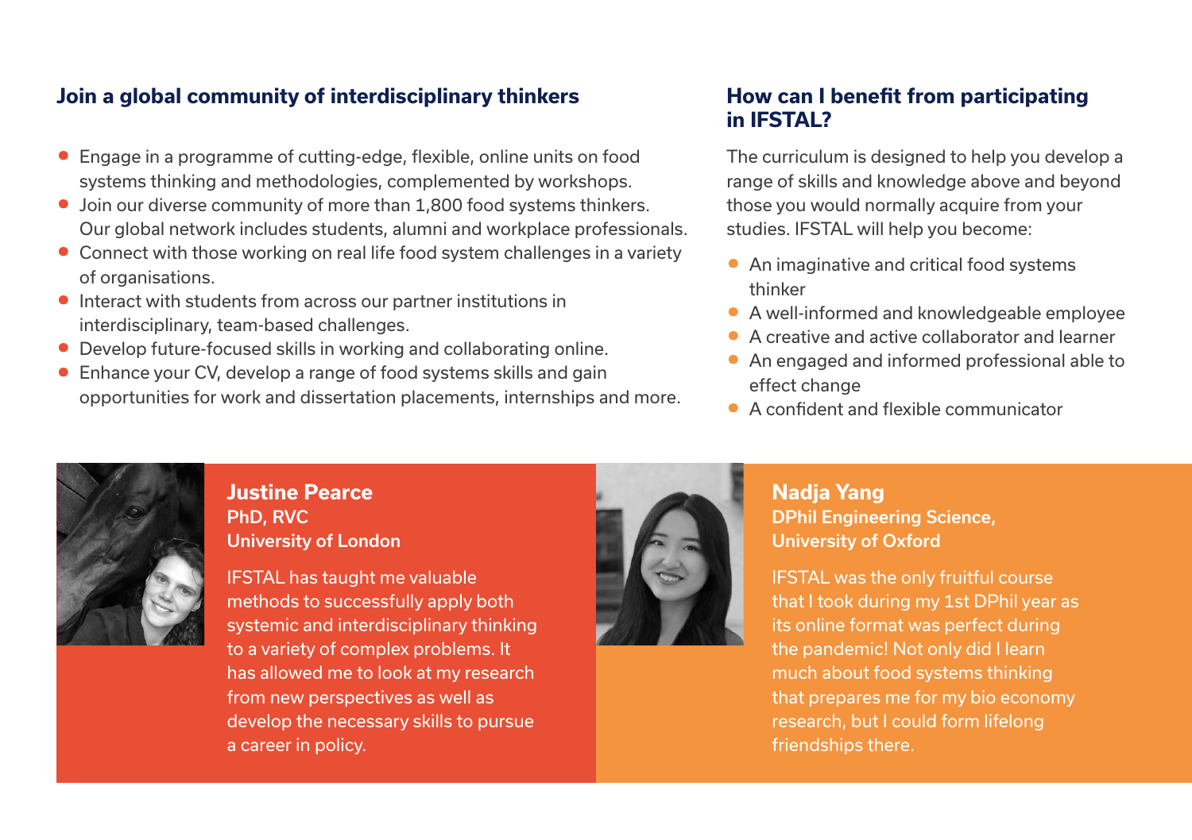## Join a global community of interdisciplinary thinkers

- Engage in a programme of cutting-edge, flexible, online units on food systems thinking and methodologies, complemented by workshops.
- Join our diverse community of more than 1,800 food systems thinkers. Our global network includes students, alumni and workplace professionals.
- Connect with those working on real life food system challenges in a variety of organisations.
- Interact with students from across our partner institutions in interdisciplinary, team-based challenges.
- Develop future-focused skills in working and collaborating online.
- Enhance your CV, develop a range of food systems skills and gain opportunities for work and dissertation placements, internships and more.

## How can I benefit from participating in IFSTAL?

The curriculum is designed to help you develop a range of skills and knowledge above and beyond those you would normally acquire from your studies. IFSTAL will help you become:

- An imaginative and critical food systems thinker
- A well-informed and knowledgeable employee
- A creative and active collaborator and learner
- An engaged and informed professional able to effect change
- A confident and flexible communicator

**Justine Pearce**
**PhD, RVC**
**University of London**

IFSTAL has taught me valuable methods to successfully apply both systemic and interdisciplinary thinking to a variety of complex problems. It has allowed me to look at my research from new perspectives as well as develop the necessary skills to pursue a career in policy.

**Nadja Yang**
**DPhil Engineering Science,**
**University of Oxford**

IFSTAL was the only fruitful course that I took during my 1st DPhil year as its online format was perfect during the pandemic! Not only did I learn much about food systems thinking that prepares me for my bio economy research, but I could form lifelong friendships there.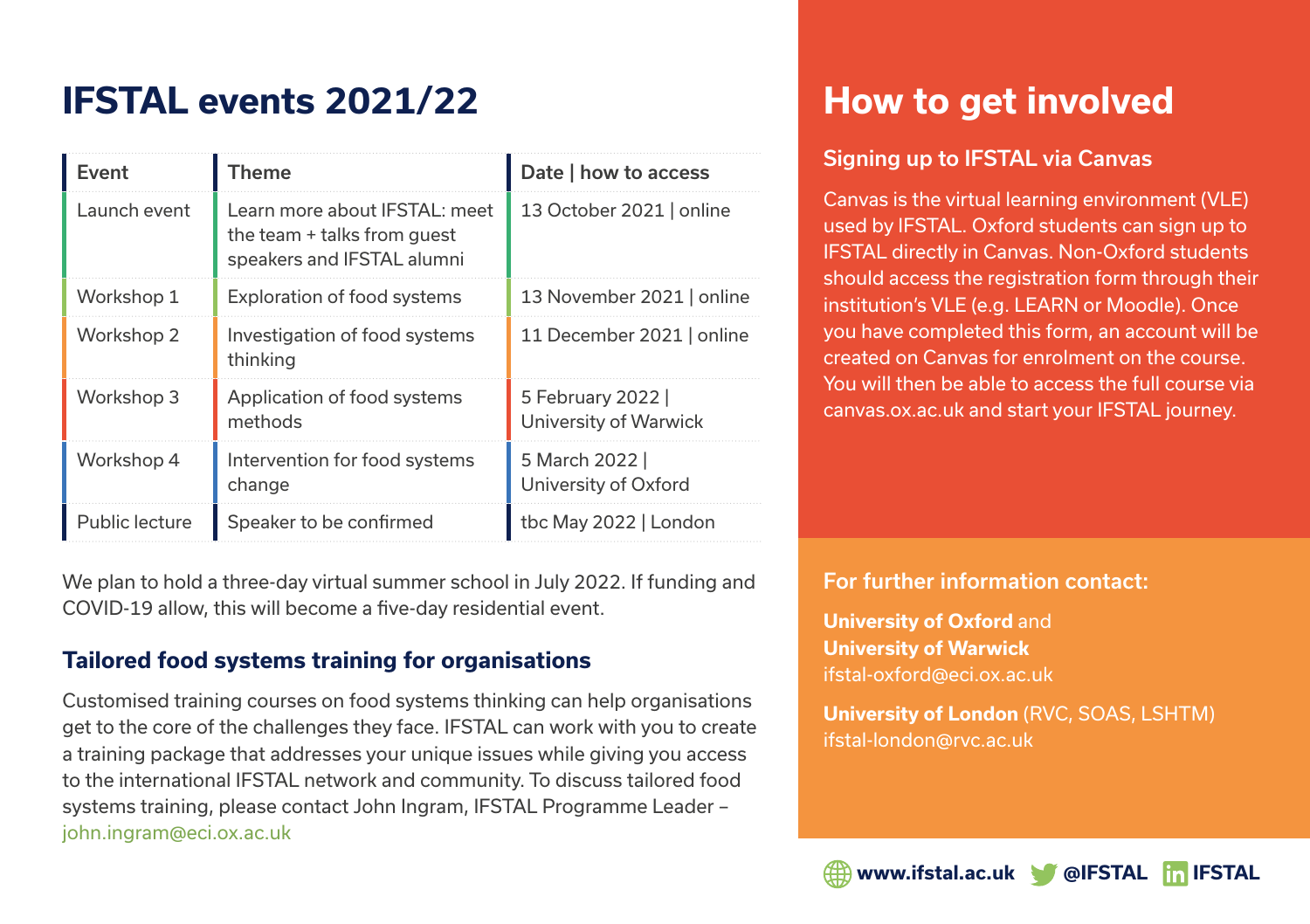# IFSTAL events 2021/22

| Event | Theme | Date \| how to access |
|---|---|---|
| Launch event | Learn more about IFSTAL: meet the team + talks from guest speakers and IFSTAL alumni | 13 October 2021 \| online |
| Workshop 1 | Exploration of food systems | 13 November 2021 \| online |
| Workshop 2 | Investigation of food systems thinking | 11 December 2021 \| online |
| Workshop 3 | Application of food systems methods | 5 February 2022 \| University of Warwick |
| Workshop 4 | Intervention for food systems change | 5 March 2022 \| University of Oxford |
| Public lecture | Speaker to be confirmed | tbc May 2022 \| London |

We plan to hold a three-day virtual summer school in July 2022. If funding and COVID-19 allow, this will become a five-day residential event.

### Tailored food systems training for organisations

Customised training courses on food systems thinking can help organisations get to the core of the challenges they face. IFSTAL can work with you to create a training package that addresses your unique issues while giving you access to the international IFSTAL network and community. To discuss tailored food systems training, please contact John Ingram, IFSTAL Programme Leader – john.ingram@eci.ox.ac.uk

# How to get involved

### Signing up to IFSTAL via Canvas

Canvas is the virtual learning environment (VLE) used by IFSTAL. Oxford students can sign up to IFSTAL directly in Canvas. Non-Oxford students should access the registration form through their institution's VLE (e.g. LEARN or Moodle). Once you have completed this form, an account will be created on Canvas for enrolment on the course. You will then be able to access the full course via canvas.ox.ac.uk and start your IFSTAL journey.

### For further information contact:

**University of Oxford** and
**University of Warwick**
ifstal-oxford@eci.ox.ac.uk

**University of London** (RVC, SOAS, LSHTM)
ifstal-london@rvc.ac.uk

**www.ifstal.ac.uk** **@IFSTAL** **IFSTAL**